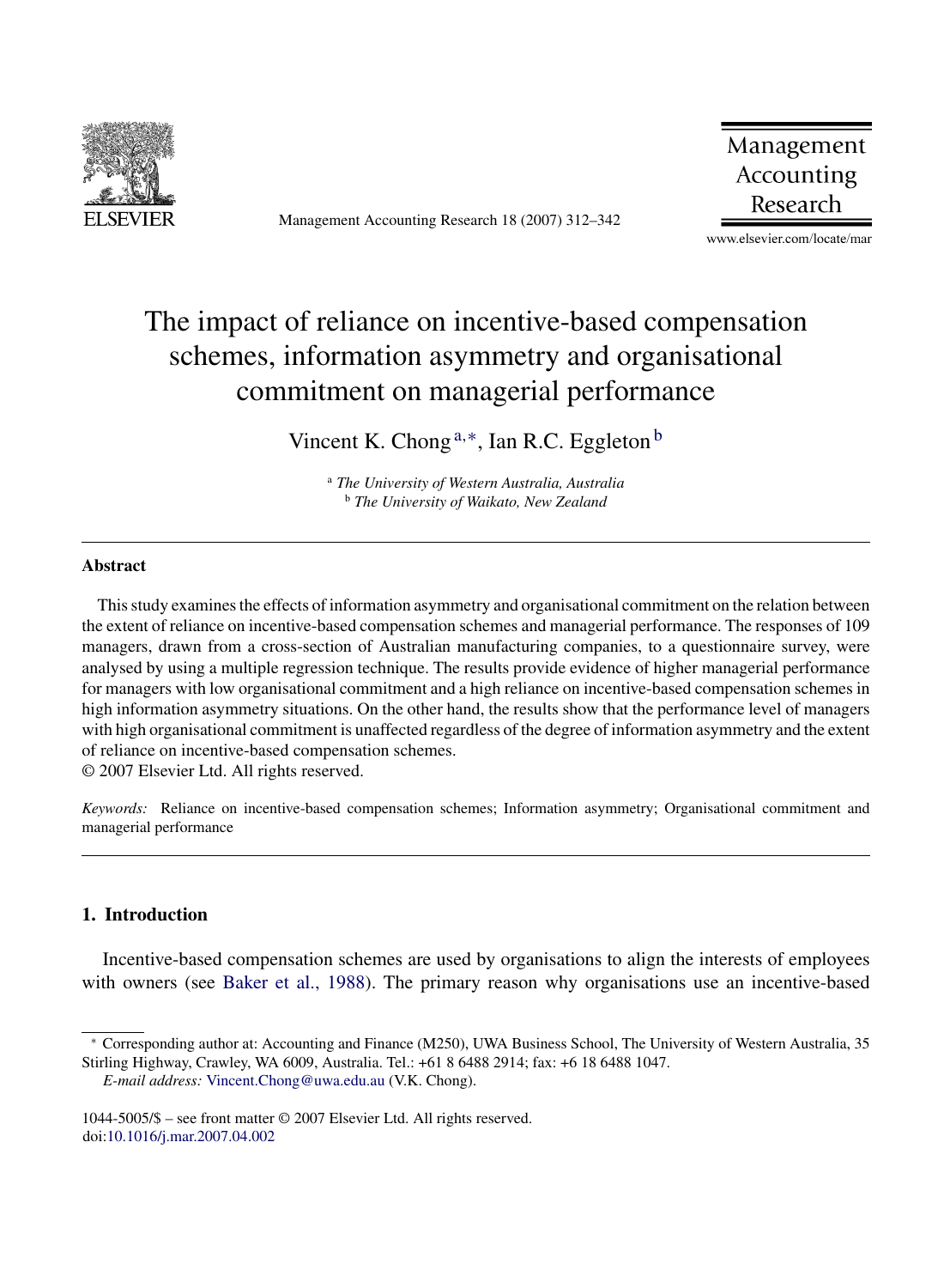# The impact of reliance on incentive-based compensation schemes, information asymmetry and organisational commitment on managerial performance

Vincent K. Chong [a,*], Ian R.C. Eggleton [b]

[a] *The University of Western Australia, Australia*
[b] *The University of Waikato, New Zealand*

---

## Abstract

This study examines the effects of information asymmetry and organisational commitment on the relation between the extent of reliance on incentive-based compensation schemes and managerial performance. The responses of 109 managers, drawn from a cross-section of Australian manufacturing companies, to a questionnaire survey, were analysed by using a multiple regression technique. The results provide evidence of higher managerial performance for managers with low organisational commitment and a high reliance on incentive-based compensation schemes in high information asymmetry situations. On the other hand, the results show that the performance level of managers with high organisational commitment is unaffected regardless of the degree of information asymmetry and the extent of reliance on incentive-based compensation schemes.
© 2007 Elsevier Ltd. All rights reserved.

*Keywords:* Reliance on incentive-based compensation schemes; Information asymmetry; Organisational commitment and managerial performance

---

## 1. Introduction

Incentive-based compensation schemes are used by organisations to align the interests of employees with owners (see Baker et al., 1988). The primary reason why organisations use an incentive-based

---

* Corresponding author at: Accounting and Finance (M250), UWA Business School, The University of Western Australia, 35 Stirling Highway, Crawley, WA 6009, Australia. Tel.: +61 8 6488 2914; fax: +6 18 6488 1047.
*E-mail address:* Vincent.Chong@uwa.edu.au (V.K. Chong).

1044-5005/$ – see front matter © 2007 Elsevier Ltd. All rights reserved.
doi:10.1016/j.mar.2007.04.002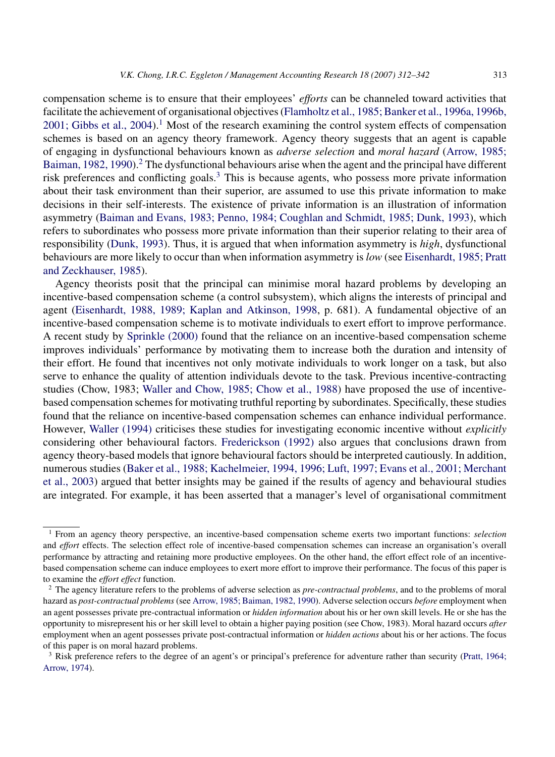compensation scheme is to ensure that their employees' *efforts* can be channeled toward activities that facilitate the achievement of organisational objectives (Flamholtz et al., 1985; Banker et al., 1996a, 1996b, 2001; Gibbs et al., 2004).[1] Most of the research examining the control system effects of compensation schemes is based on an agency theory framework. Agency theory suggests that an agent is capable of engaging in dysfunctional behaviours known as *adverse selection* and *moral hazard* (Arrow, 1985; Baiman, 1982, 1990).[2] The dysfunctional behaviours arise when the agent and the principal have different risk preferences and conflicting goals.[3] This is because agents, who possess more private information about their task environment than their superior, are assumed to use this private information to make decisions in their self-interests. The existence of private information is an illustration of information asymmetry (Baiman and Evans, 1983; Penno, 1984; Coughlan and Schmidt, 1985; Dunk, 1993), which refers to subordinates who possess more private information than their superior relating to their area of responsibility (Dunk, 1993). Thus, it is argued that when information asymmetry is *high*, dysfunctional behaviours are more likely to occur than when information asymmetry is *low* (see Eisenhardt, 1985; Pratt and Zeckhauser, 1985).

Agency theorists posit that the principal can minimise moral hazard problems by developing an incentive-based compensation scheme (a control subsystem), which aligns the interests of principal and agent (Eisenhardt, 1988, 1989; Kaplan and Atkinson, 1998, p. 681). A fundamental objective of an incentive-based compensation scheme is to motivate individuals to exert effort to improve performance. A recent study by Sprinkle (2000) found that the reliance on an incentive-based compensation scheme improves individuals' performance by motivating them to increase both the duration and intensity of their effort. He found that incentives not only motivate individuals to work longer on a task, but also serve to enhance the quality of attention individuals devote to the task. Previous incentive-contracting studies (Chow, 1983; Waller and Chow, 1985; Chow et al., 1988) have proposed the use of incentive-based compensation schemes for motivating truthful reporting by subordinates. Specifically, these studies found that the reliance on incentive-based compensation schemes can enhance individual performance. However, Waller (1994) criticises these studies for investigating economic incentive without *explicitly* considering other behavioural factors. Frederickson (1992) also argues that conclusions drawn from agency theory-based models that ignore behavioural factors should be interpreted cautiously. In addition, numerous studies (Baker et al., 1988; Kachelmeier, 1994, 1996; Luft, 1997; Evans et al., 2001; Merchant et al., 2003) argued that better insights may be gained if the results of agency and behavioural studies are integrated. For example, it has been asserted that a manager's level of organisational commitment

---

[1] From an agency theory perspective, an incentive-based compensation scheme exerts two important functions: *selection* and *effort* effects. The selection effect role of incentive-based compensation schemes can increase an organisation's overall performance by attracting and retaining more productive employees. On the other hand, the effort effect role of an incentive-based compensation scheme can induce employees to exert more effort to improve their performance. The focus of this paper is to examine the *effort effect* function.

[2] The agency literature refers to the problems of adverse selection as *pre-contractual problems*, and to the problems of moral hazard as *post-contractual problems* (see Arrow, 1985; Baiman, 1982, 1990). Adverse selection occurs *before* employment when an agent possesses private pre-contractual information or *hidden information* about his or her own skill levels. He or she has the opportunity to misrepresent his or her skill level to obtain a higher paying position (see Chow, 1983). Moral hazard occurs *after* employment when an agent possesses private post-contractual information or *hidden actions* about his or her actions. The focus of this paper is on moral hazard problems.

[3] Risk preference refers to the degree of an agent's or principal's preference for adventure rather than security (Pratt, 1964; Arrow, 1974).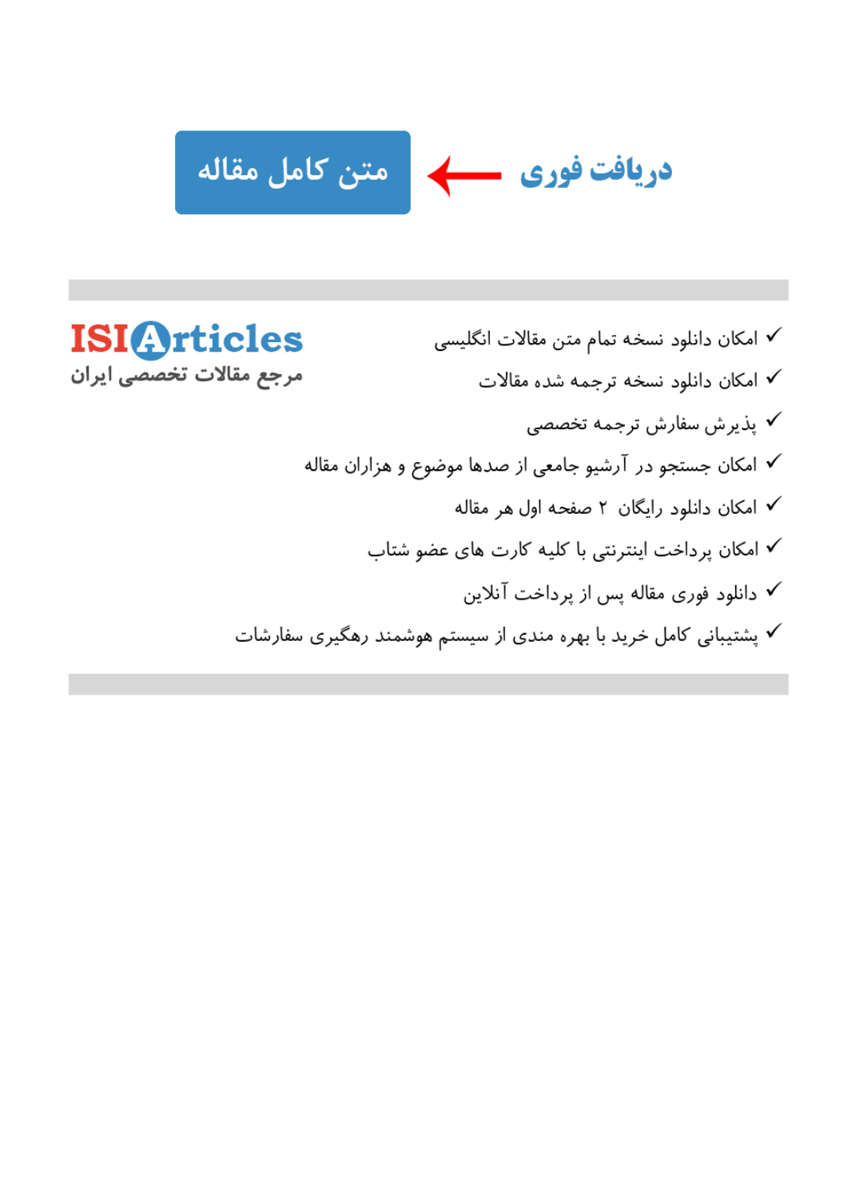**دریافت فوری** ← **متن کامل مقاله**

---

**ISIArticles**
**مرجع مقالات تخصصی ایران**

- ✓ امکان دانلود نسخه تمام متن مقالات انگلیسی
- ✓ امکان دانلود نسخه ترجمه شده مقالات
- ✓ پذیرش سفارش ترجمه تخصصی
- ✓ امکان جستجو در آرشیو جامعی از صدها موضوع و هزاران مقاله
- ✓ امکان دانلود رایگان ۲ صفحه اول هر مقاله
- ✓ امکان پرداخت اینترنتی با کلیه کارت های عضو شتاب
- ✓ دانلود فوری مقاله پس از پرداخت آنلاین
- ✓ پشتیبانی کامل خرید با بهره مندی از سیستم هوشمند رهگیری سفارشات

---